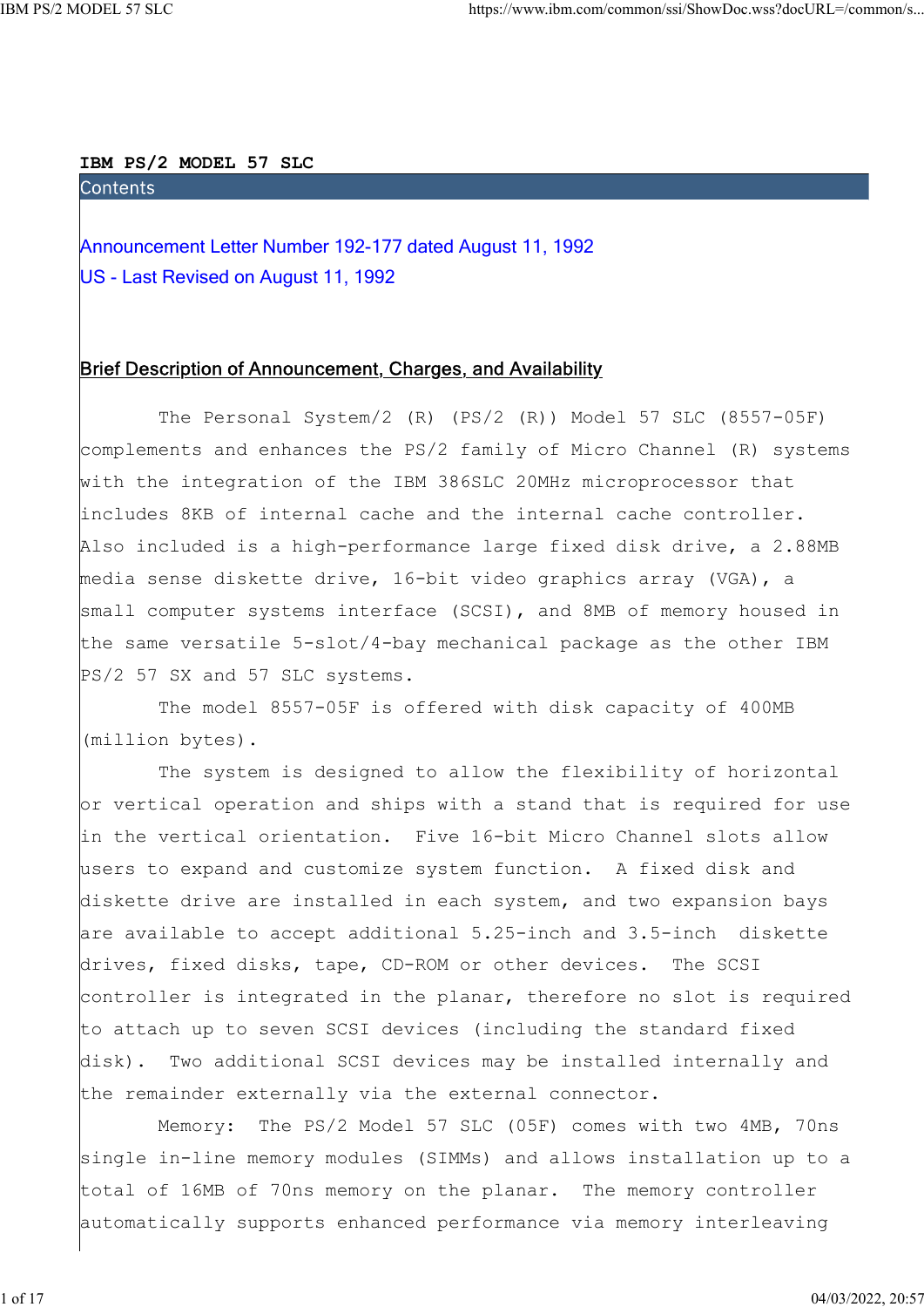# IBM PS/2 MODEL 57 SLC

## Contents

Announcement Letter Number 192-177 dated August 11, 1992

US - Last Revised on August 11, 1992

## Brief Description of Announcement, Charges, and Availability

The Personal System/2 (R) (PS/2 (R)) Model 57 SLC (8557-05F) complements and enhances the PS/2 family of Micro Channel (R) systems with the integration of the IBM 386SLC 20MHz microprocessor that includes 8KB of internal cache and the internal cache controller. Also included is a high-performance large fixed disk drive, a 2.88MB media sense diskette drive, 16-bit video graphics array (VGA), a small computer systems interface (SCSI), and 8MB of memory housed in the same versatile 5-slot/4-bay mechanical package as the other IBM PS/2 57 SX and 57 SLC systems.

The model 8557-05F is offered with disk capacity of 400MB (million bytes).

The system is designed to allow the flexibility of horizontal or vertical operation and ships with a stand that is required for use in the vertical orientation. Five 16-bit Micro Channel slots allow users to expand and customize system function. A fixed disk and diskette drive are installed in each system, and two expansion bays are available to accept additional 5.25-inch and 3.5-inch diskette drives, fixed disks, tape, CD-ROM or other devices. The SCSI controller is integrated in the planar, therefore no slot is required to attach up to seven SCSI devices (including the standard fixed disk). Two additional SCSI devices may be installed internally and the remainder externally via the external connector.

Memory: The PS/2 Model 57 SLC (05F) comes with two 4MB, 70ns single in-line memory modules (SIMMs) and allows installation up to a total of 16MB of 70ns memory on the planar. The memory controller automatically supports enhanced performance via memory interleaving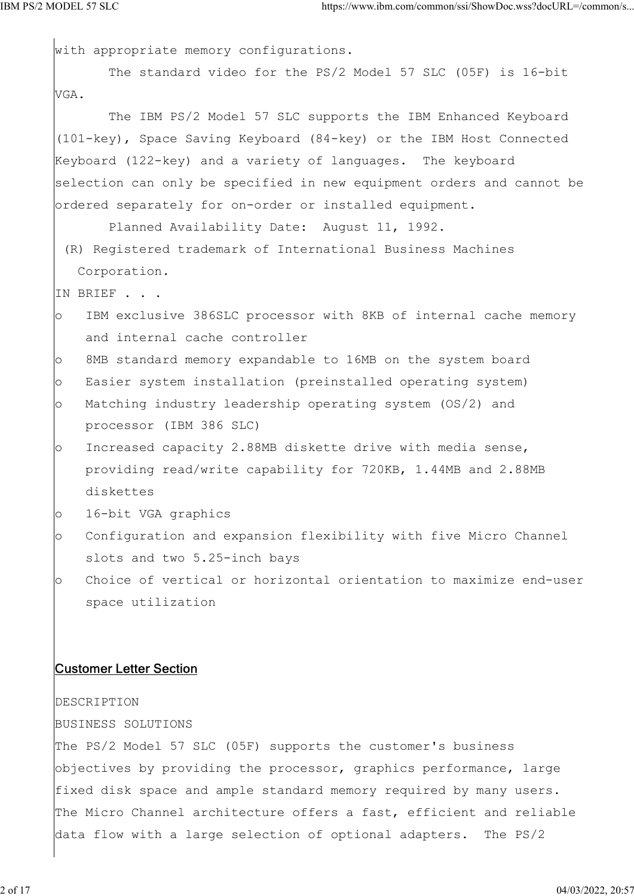with appropriate memory configurations.

The standard video for the PS/2 Model 57 SLC (05F) is 16-bit VGA.

The IBM PS/2 Model 57 SLC supports the IBM Enhanced Keyboard (101-key), Space Saving Keyboard (84-key) or the IBM Host Connected Keyboard (122-key) and a variety of languages. The keyboard selection can only be specified in new equipment orders and cannot be ordered separately for on-order or installed equipment.

Planned Availability Date: August 11, 1992.

(R) Registered trademark of International Business Machines Corporation.

IN BRIEF . . .

- IBM exclusive 386SLC processor with 8KB of internal cache memory and internal cache controller
- 8MB standard memory expandable to 16MB on the system board
- Easier system installation (preinstalled operating system)
- Matching industry leadership operating system (OS/2) and processor (IBM 386 SLC)
- Increased capacity 2.88MB diskette drive with media sense, providing read/write capability for 720KB, 1.44MB and 2.88MB diskettes
- 16-bit VGA graphics
- Configuration and expansion flexibility with five Micro Channel slots and two 5.25-inch bays
- Choice of vertical or horizontal orientation to maximize end-user space utilization

## Customer Letter Section

DESCRIPTION

BUSINESS SOLUTIONS

The PS/2 Model 57 SLC (05F) supports the customer's business objectives by providing the processor, graphics performance, large fixed disk space and ample standard memory required by many users. The Micro Channel architecture offers a fast, efficient and reliable data flow with a large selection of optional adapters. The PS/2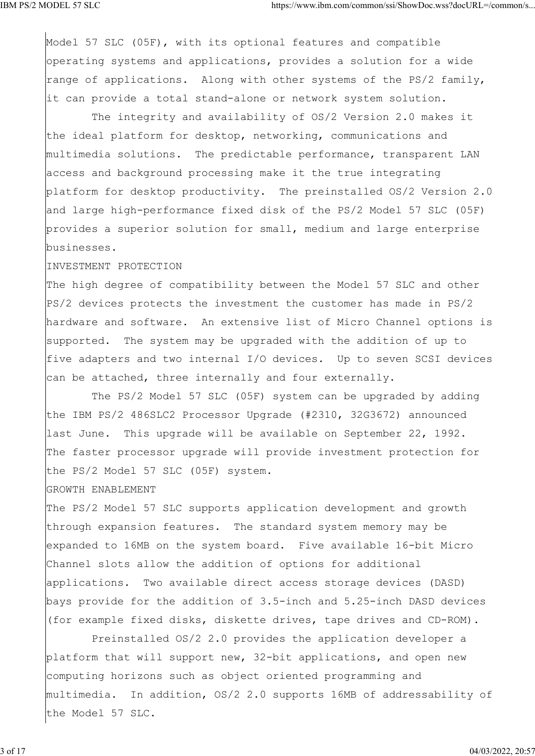Model 57 SLC (05F), with its optional features and compatible operating systems and applications, provides a solution for a wide range of applications. Along with other systems of the PS/2 family, it can provide a total stand-alone or network system solution.

The integrity and availability of OS/2 Version 2.0 makes it the ideal platform for desktop, networking, communications and multimedia solutions. The predictable performance, transparent LAN access and background processing make it the true integrating platform for desktop productivity. The preinstalled OS/2 Version 2.0 and large high-performance fixed disk of the PS/2 Model 57 SLC (05F) provides a superior solution for small, medium and large enterprise businesses.

## INVESTMENT PROTECTION

The high degree of compatibility between the Model 57 SLC and other PS/2 devices protects the investment the customer has made in PS/2 hardware and software. An extensive list of Micro Channel options is supported. The system may be upgraded with the addition of up to five adapters and two internal I/O devices. Up to seven SCSI devices can be attached, three internally and four externally.

The PS/2 Model 57 SLC (05F) system can be upgraded by adding the IBM PS/2 486SLC2 Processor Upgrade (#2310, 32G3672) announced last June. This upgrade will be available on September 22, 1992. The faster processor upgrade will provide investment protection for the PS/2 Model 57 SLC (05F) system.

## GROWTH ENABLEMENT

The PS/2 Model 57 SLC supports application development and growth through expansion features. The standard system memory may be expanded to 16MB on the system board. Five available 16-bit Micro Channel slots allow the addition of options for additional applications. Two available direct access storage devices (DASD) bays provide for the addition of 3.5-inch and 5.25-inch DASD devices (for example fixed disks, diskette drives, tape drives and CD-ROM).

Preinstalled OS/2 2.0 provides the application developer a platform that will support new, 32-bit applications, and open new computing horizons such as object oriented programming and multimedia. In addition, OS/2 2.0 supports 16MB of addressability of the Model 57 SLC.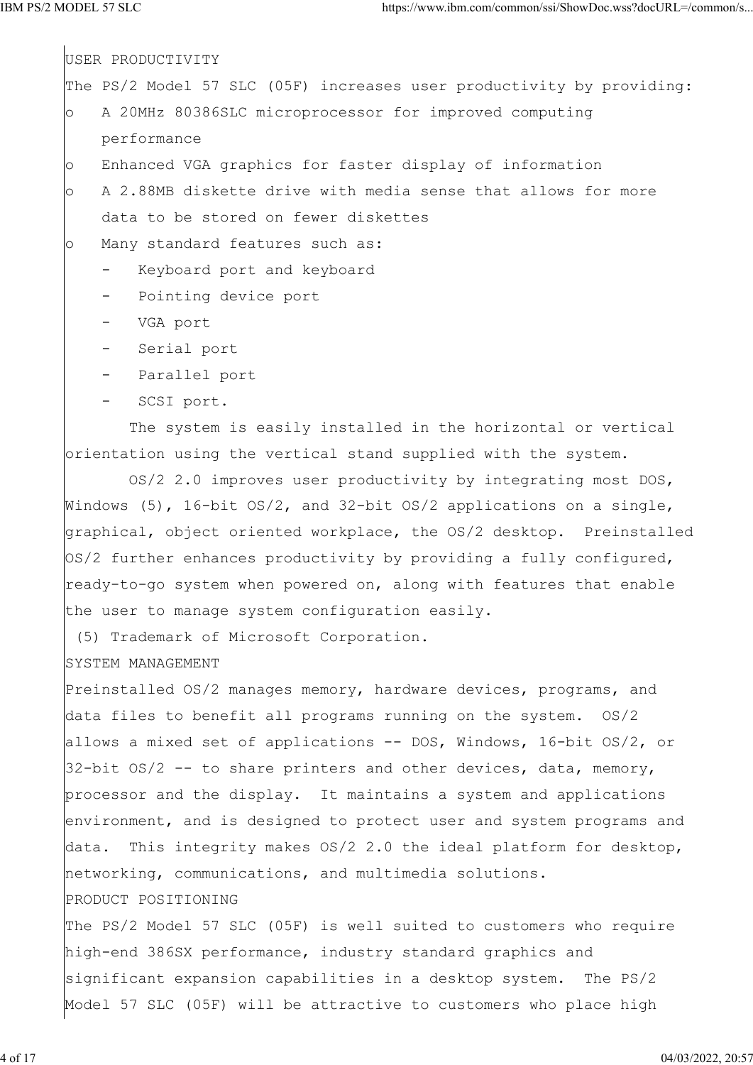## USER PRODUCTIVITY

The PS/2 Model 57 SLC (05F) increases user productivity by providing:

- A 20MHz 80386SLC microprocessor for improved computing performance
- Enhanced VGA graphics for faster display of information
- A 2.88MB diskette drive with media sense that allows for more data to be stored on fewer diskettes
- Many standard features such as:
  - Keyboard port and keyboard
  - Pointing device port
  - VGA port
  - Serial port
  - Parallel port
  - SCSI port.

The system is easily installed in the horizontal or vertical orientation using the vertical stand supplied with the system.

OS/2 2.0 improves user productivity by integrating most DOS, Windows (5), 16-bit OS/2, and 32-bit OS/2 applications on a single, graphical, object oriented workplace, the OS/2 desktop. Preinstalled OS/2 further enhances productivity by providing a fully configured, ready-to-go system when powered on, along with features that enable the user to manage system configuration easily.

(5) Trademark of Microsoft Corporation.

## SYSTEM MANAGEMENT

Preinstalled OS/2 manages memory, hardware devices, programs, and data files to benefit all programs running on the system. OS/2 allows a mixed set of applications -- DOS, Windows, 16-bit OS/2, or 32-bit OS/2 -- to share printers and other devices, data, memory, processor and the display. It maintains a system and applications environment, and is designed to protect user and system programs and data. This integrity makes OS/2 2.0 the ideal platform for desktop, networking, communications, and multimedia solutions.

## PRODUCT POSITIONING

The PS/2 Model 57 SLC (05F) is well suited to customers who require high-end 386SX performance, industry standard graphics and significant expansion capabilities in a desktop system. The PS/2 Model 57 SLC (05F) will be attractive to customers who place high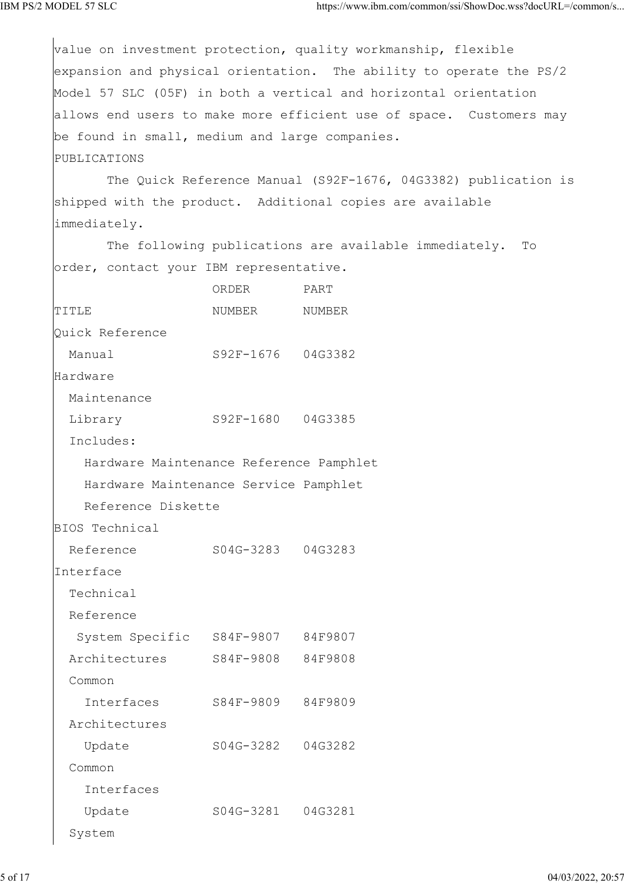value on investment protection, quality workmanship, flexible expansion and physical orientation. The ability to operate the PS/2 Model 57 SLC (05F) in both a vertical and horizontal orientation allows end users to make more efficient use of space. Customers may be found in small, medium and large companies.

## PUBLICATIONS

The Quick Reference Manual (S92F-1676, 04G3382) publication is shipped with the product. Additional copies are available immediately.

The following publications are available immediately. To order, contact your IBM representative.

| TITLE | ORDER NUMBER | PART NUMBER |
|---|---|---|
| Quick Reference Manual | S92F-1676 | 04G3382 |
| Hardware Maintenance Library | S92F-1680 | 04G3385 |
| Includes: | | |
| Hardware Maintenance Reference Pamphlet | | |
| Hardware Maintenance Service Pamphlet | | |
| Reference Diskette | | |
| BIOS Technical Reference | S04G-3283 | 04G3283 |
| Interface Technical Reference | | |
| System Specific | S84F-9807 | 84F9807 |
| Architectures | S84F-9808 | 84F9808 |
| Common Interfaces | S84F-9809 | 84F9809 |
| Architectures Update | S04G-3282 | 04G3282 |
| Common Interfaces Update | S04G-3281 | 04G3281 |
| System | | |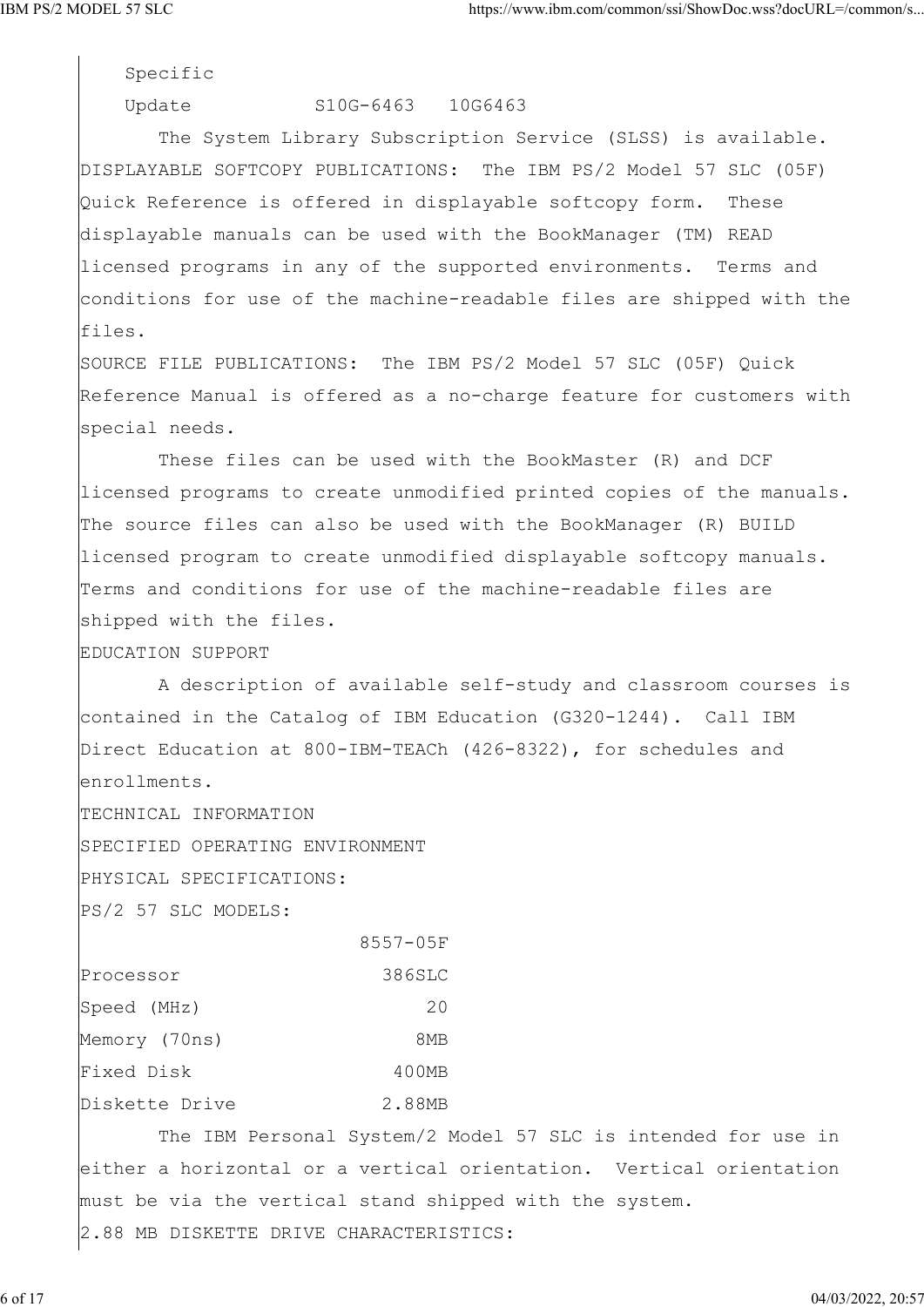Specific Update          S10G-6463   10G6463

The System Library Subscription Service (SLSS) is available.

DISPLAYABLE SOFTCOPY PUBLICATIONS: The IBM PS/2 Model 57 SLC (05F) Quick Reference is offered in displayable softcopy form. These displayable manuals can be used with the BookManager (TM) READ licensed programs in any of the supported environments. Terms and conditions for use of the machine-readable files are shipped with the files.

SOURCE FILE PUBLICATIONS: The IBM PS/2 Model 57 SLC (05F) Quick Reference Manual is offered as a no-charge feature for customers with special needs.

These files can be used with the BookMaster (R) and DCF licensed programs to create unmodified printed copies of the manuals. The source files can also be used with the BookManager (R) BUILD licensed program to create unmodified displayable softcopy manuals. Terms and conditions for use of the machine-readable files are shipped with the files.

EDUCATION SUPPORT

A description of available self-study and classroom courses is contained in the Catalog of IBM Education (G320-1244). Call IBM Direct Education at 800-IBM-TEACh (426-8322), for schedules and enrollments.

TECHNICAL INFORMATION

SPECIFIED OPERATING ENVIRONMENT

PHYSICAL SPECIFICATIONS:

PS/2 57 SLC MODELS:

| | 8557-05F |
|---|---|
| Processor | 386SLC |
| Speed (MHz) | 20 |
| Memory (70ns) | 8MB |
| Fixed Disk | 400MB |
| Diskette Drive | 2.88MB |

The IBM Personal System/2 Model 57 SLC is intended for use in either a horizontal or a vertical orientation. Vertical orientation must be via the vertical stand shipped with the system.

2.88 MB DISKETTE DRIVE CHARACTERISTICS: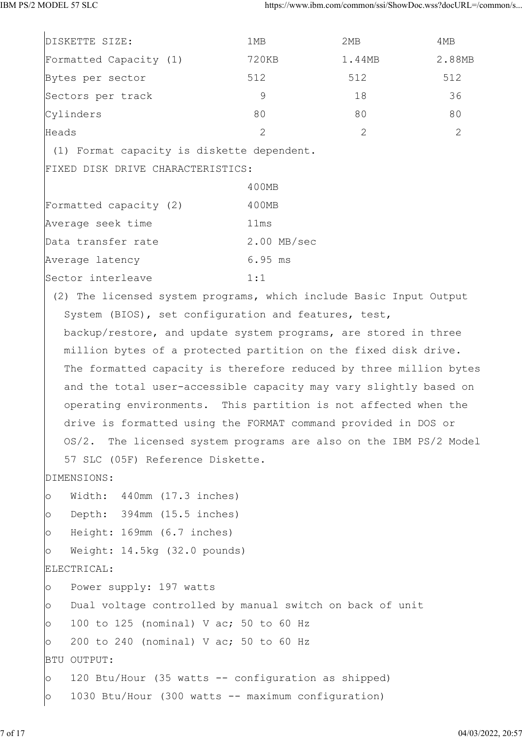| DISKETTE SIZE: | 1MB | 2MB | 4MB |
|---|---|---|---|
| Formatted Capacity (1) | 720KB | 1.44MB | 2.88MB |
| Bytes per sector | 512 | 512 | 512 |
| Sectors per track | 9 | 18 | 36 |
| Cylinders | 80 | 80 | 80 |
| Heads | 2 | 2 | 2 |

(1) Format capacity is diskette dependent.

FIXED DISK DRIVE CHARACTERISTICS:

| | 400MB |
|---|---|
| Formatted capacity (2) | 400MB |
| Average seek time | 11ms |
| Data transfer rate | 2.00 MB/sec |
| Average latency | 6.95 ms |
| Sector interleave | 1:1 |

(2) The licensed system programs, which include Basic Input Output System (BIOS), set configuration and features, test, backup/restore, and update system programs, are stored in three million bytes of a protected partition on the fixed disk drive. The formatted capacity is therefore reduced by three million bytes and the total user-accessible capacity may vary slightly based on operating environments. This partition is not affected when the drive is formatted using the FORMAT command provided in DOS or OS/2. The licensed system programs are also on the IBM PS/2 Model 57 SLC (05F) Reference Diskette.

DIMENSIONS:

- Width: 440mm (17.3 inches)
- Depth: 394mm (15.5 inches)
- Height: 169mm (6.7 inches)
- Weight: 14.5kg (32.0 pounds)

ELECTRICAL:

- Power supply: 197 watts
- Dual voltage controlled by manual switch on back of unit
- 100 to 125 (nominal) V ac; 50 to 60 Hz
- 200 to 240 (nominal) V ac; 50 to 60 Hz

BTU OUTPUT:

- 120 Btu/Hour (35 watts -- configuration as shipped)
- 1030 Btu/Hour (300 watts -- maximum configuration)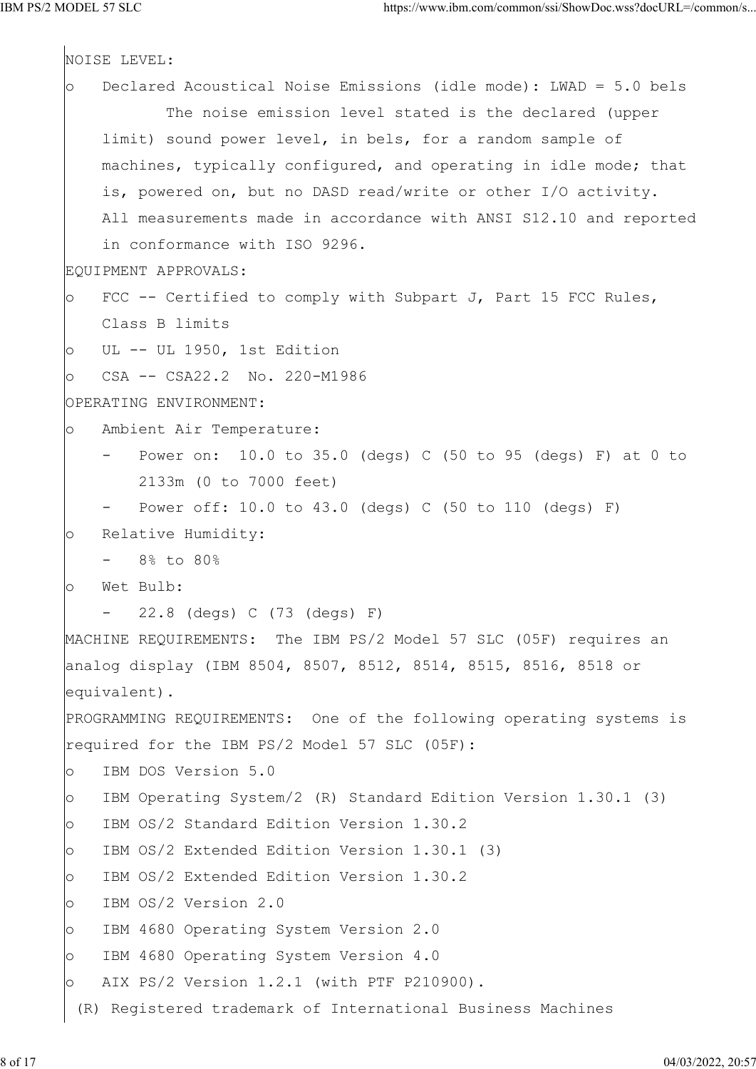NOISE LEVEL:

- Declared Acoustical Noise Emissions (idle mode): LWAD = 5.0 bels

  The noise emission level stated is the declared (upper limit) sound power level, in bels, for a random sample of machines, typically configured, and operating in idle mode; that is, powered on, but no DASD read/write or other I/O activity. All measurements made in accordance with ANSI S12.10 and reported in conformance with ISO 9296.

EQUIPMENT APPROVALS:

- FCC -- Certified to comply with Subpart J, Part 15 FCC Rules, Class B limits
- UL -- UL 1950, 1st Edition
- CSA -- CSA22.2 No. 220-M1986

OPERATING ENVIRONMENT:

- Ambient Air Temperature:
  - Power on: 10.0 to 35.0 (degs) C (50 to 95 (degs) F) at 0 to 2133m (0 to 7000 feet)
  - Power off: 10.0 to 43.0 (degs) C (50 to 110 (degs) F)
- Relative Humidity:
  - 8% to 80%
- Wet Bulb:
  - 22.8 (degs) C (73 (degs) F)

MACHINE REQUIREMENTS: The IBM PS/2 Model 57 SLC (05F) requires an analog display (IBM 8504, 8507, 8512, 8514, 8515, 8516, 8518 or equivalent).

PROGRAMMING REQUIREMENTS: One of the following operating systems is required for the IBM PS/2 Model 57 SLC (05F):

- IBM DOS Version 5.0
- IBM Operating System/2 (R) Standard Edition Version 1.30.1 (3)
- IBM OS/2 Standard Edition Version 1.30.2
- IBM OS/2 Extended Edition Version 1.30.1 (3)
- IBM OS/2 Extended Edition Version 1.30.2
- IBM OS/2 Version 2.0
- IBM 4680 Operating System Version 2.0
- IBM 4680 Operating System Version 4.0
- AIX PS/2 Version 1.2.1 (with PTF P210900).

(R) Registered trademark of International Business Machines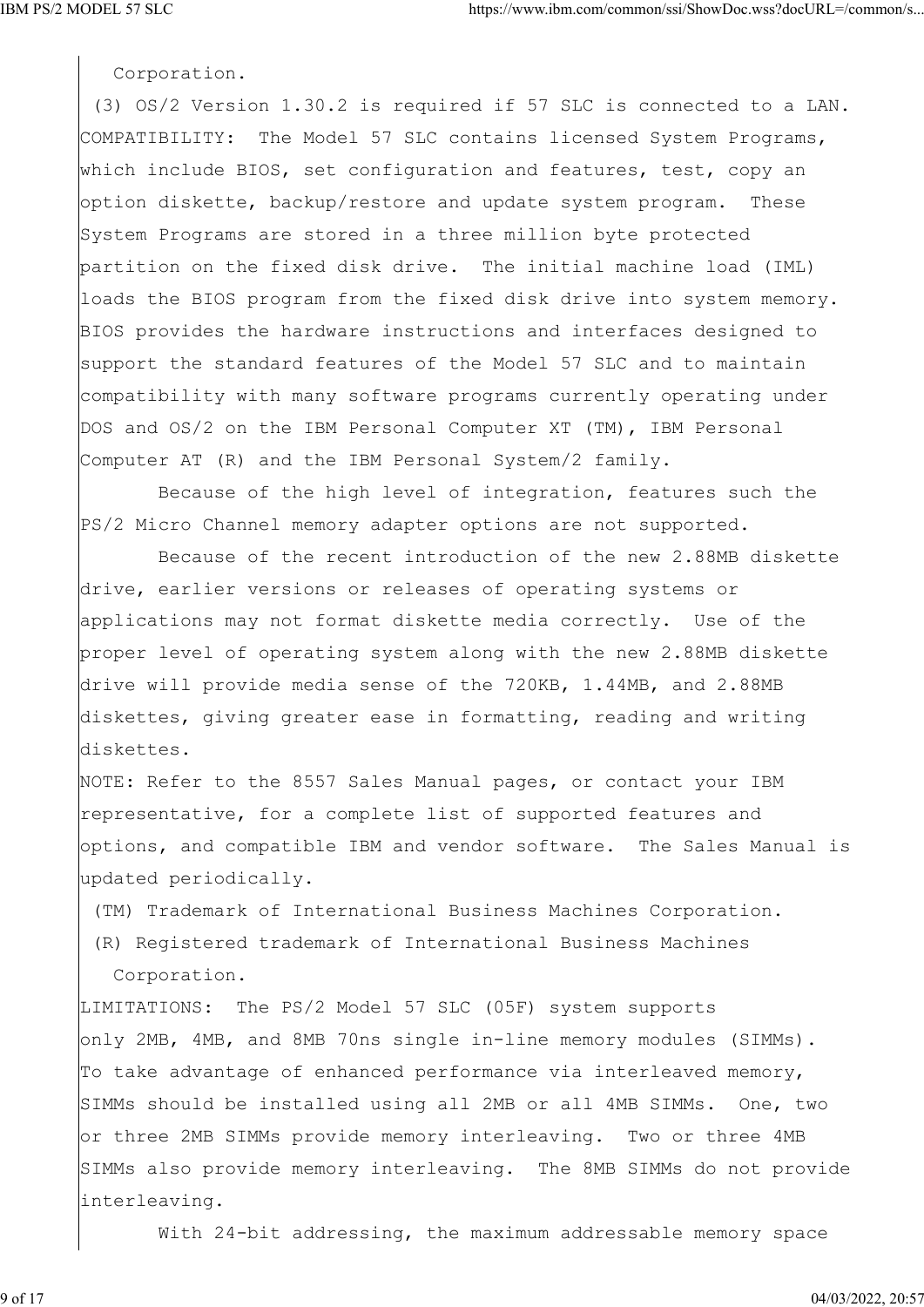Corporation.

(3) OS/2 Version 1.30.2 is required if 57 SLC is connected to a LAN.

COMPATIBILITY: The Model 57 SLC contains licensed System Programs, which include BIOS, set configuration and features, test, copy an option diskette, backup/restore and update system program. These System Programs are stored in a three million byte protected partition on the fixed disk drive. The initial machine load (IML) loads the BIOS program from the fixed disk drive into system memory. BIOS provides the hardware instructions and interfaces designed to support the standard features of the Model 57 SLC and to maintain compatibility with many software programs currently operating under DOS and OS/2 on the IBM Personal Computer XT (TM), IBM Personal Computer AT (R) and the IBM Personal System/2 family.

Because of the high level of integration, features such the PS/2 Micro Channel memory adapter options are not supported.

Because of the recent introduction of the new 2.88MB diskette drive, earlier versions or releases of operating systems or applications may not format diskette media correctly. Use of the proper level of operating system along with the new 2.88MB diskette drive will provide media sense of the 720KB, 1.44MB, and 2.88MB diskettes, giving greater ease in formatting, reading and writing diskettes.

NOTE: Refer to the 8557 Sales Manual pages, or contact your IBM representative, for a complete list of supported features and options, and compatible IBM and vendor software. The Sales Manual is updated periodically.

(TM) Trademark of International Business Machines Corporation.

(R) Registered trademark of International Business Machines Corporation.

LIMITATIONS: The PS/2 Model 57 SLC (05F) system supports only 2MB, 4MB, and 8MB 70ns single in-line memory modules (SIMMs). To take advantage of enhanced performance via interleaved memory, SIMMs should be installed using all 2MB or all 4MB SIMMs. One, two or three 2MB SIMMs provide memory interleaving. Two or three 4MB SIMMs also provide memory interleaving. The 8MB SIMMs do not provide interleaving.

With 24-bit addressing, the maximum addressable memory space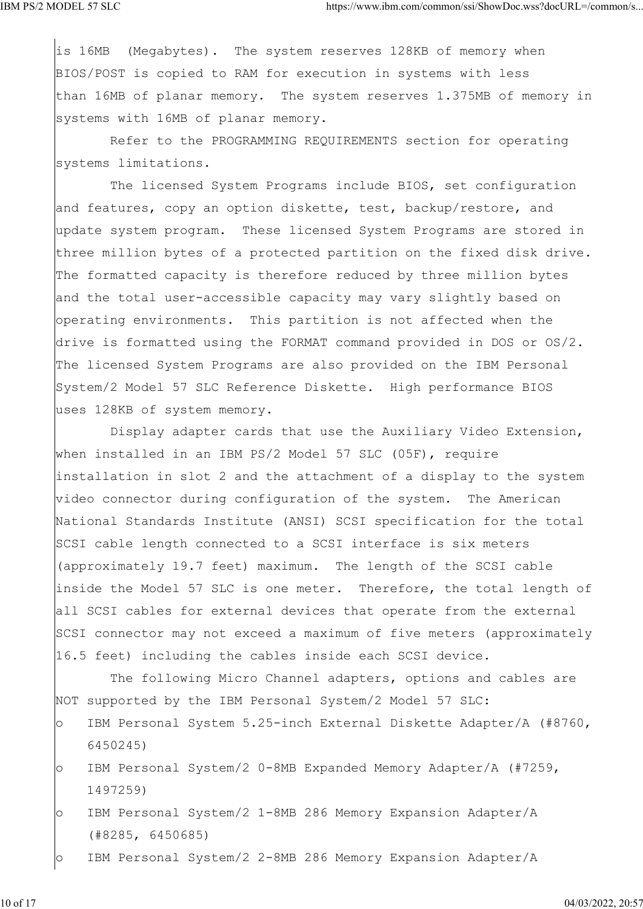is 16MB (Megabytes). The system reserves 128KB of memory when BIOS/POST is copied to RAM for execution in systems with less than 16MB of planar memory. The system reserves 1.375MB of memory in systems with 16MB of planar memory.

Refer to the PROGRAMMING REQUIREMENTS section for operating systems limitations.

The licensed System Programs include BIOS, set configuration and features, copy an option diskette, test, backup/restore, and update system program. These licensed System Programs are stored in three million bytes of a protected partition on the fixed disk drive. The formatted capacity is therefore reduced by three million bytes and the total user-accessible capacity may vary slightly based on operating environments. This partition is not affected when the drive is formatted using the FORMAT command provided in DOS or OS/2. The licensed System Programs are also provided on the IBM Personal System/2 Model 57 SLC Reference Diskette. High performance BIOS uses 128KB of system memory.

Display adapter cards that use the Auxiliary Video Extension, when installed in an IBM PS/2 Model 57 SLC (05F), require installation in slot 2 and the attachment of a display to the system video connector during configuration of the system. The American National Standards Institute (ANSI) SCSI specification for the total SCSI cable length connected to a SCSI interface is six meters (approximately 19.7 feet) maximum. The length of the SCSI cable inside the Model 57 SLC is one meter. Therefore, the total length of all SCSI cables for external devices that operate from the external SCSI connector may not exceed a maximum of five meters (approximately 16.5 feet) including the cables inside each SCSI device.

The following Micro Channel adapters, options and cables are NOT supported by the IBM Personal System/2 Model 57 SLC:

- IBM Personal System 5.25-inch External Diskette Adapter/A (#8760, 6450245)
- IBM Personal System/2 0-8MB Expanded Memory Adapter/A (#7259, 1497259)
- IBM Personal System/2 1-8MB 286 Memory Expansion Adapter/A (#8285, 6450685)
- IBM Personal System/2 2-8MB 286 Memory Expansion Adapter/A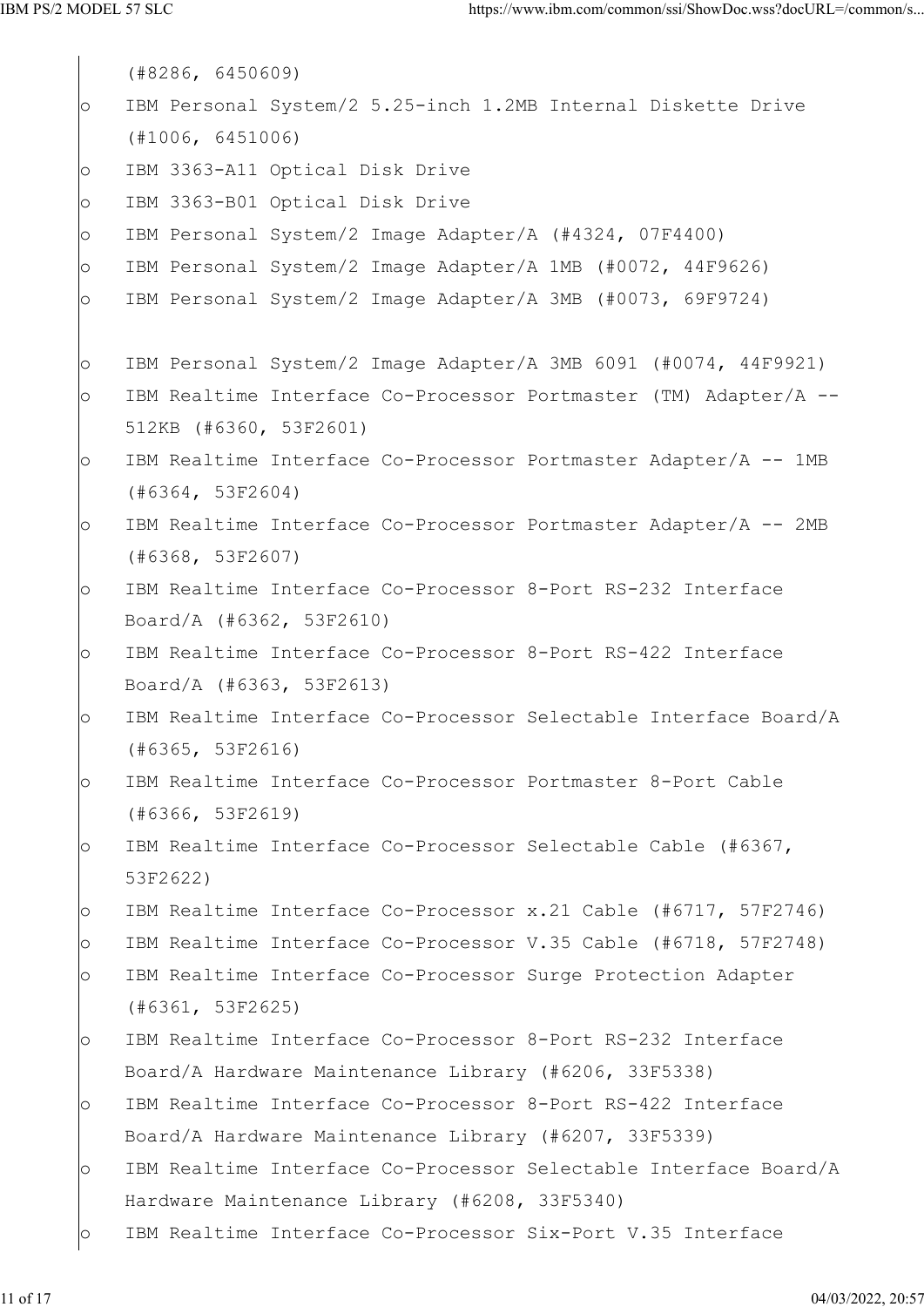(#8286, 6450609)

- IBM Personal System/2 5.25-inch 1.2MB Internal Diskette Drive (#1006, 6451006)
- IBM 3363-A11 Optical Disk Drive
- IBM 3363-B01 Optical Disk Drive
- IBM Personal System/2 Image Adapter/A (#4324, 07F4400)
- IBM Personal System/2 Image Adapter/A 1MB (#0072, 44F9626)
- IBM Personal System/2 Image Adapter/A 3MB (#0073, 69F9724)
- IBM Personal System/2 Image Adapter/A 3MB 6091 (#0074, 44F9921)
- IBM Realtime Interface Co-Processor Portmaster (TM) Adapter/A -- 512KB (#6360, 53F2601)
- IBM Realtime Interface Co-Processor Portmaster Adapter/A -- 1MB (#6364, 53F2604)
- IBM Realtime Interface Co-Processor Portmaster Adapter/A -- 2MB (#6368, 53F2607)
- IBM Realtime Interface Co-Processor 8-Port RS-232 Interface Board/A (#6362, 53F2610)
- IBM Realtime Interface Co-Processor 8-Port RS-422 Interface Board/A (#6363, 53F2613)
- IBM Realtime Interface Co-Processor Selectable Interface Board/A (#6365, 53F2616)
- IBM Realtime Interface Co-Processor Portmaster 8-Port Cable (#6366, 53F2619)
- IBM Realtime Interface Co-Processor Selectable Cable (#6367, 53F2622)
- IBM Realtime Interface Co-Processor x.21 Cable (#6717, 57F2746)
- IBM Realtime Interface Co-Processor V.35 Cable (#6718, 57F2748)
- IBM Realtime Interface Co-Processor Surge Protection Adapter (#6361, 53F2625)
- IBM Realtime Interface Co-Processor 8-Port RS-232 Interface Board/A Hardware Maintenance Library (#6206, 33F5338)
- IBM Realtime Interface Co-Processor 8-Port RS-422 Interface Board/A Hardware Maintenance Library (#6207, 33F5339)
- IBM Realtime Interface Co-Processor Selectable Interface Board/A Hardware Maintenance Library (#6208, 33F5340)
- IBM Realtime Interface Co-Processor Six-Port V.35 Interface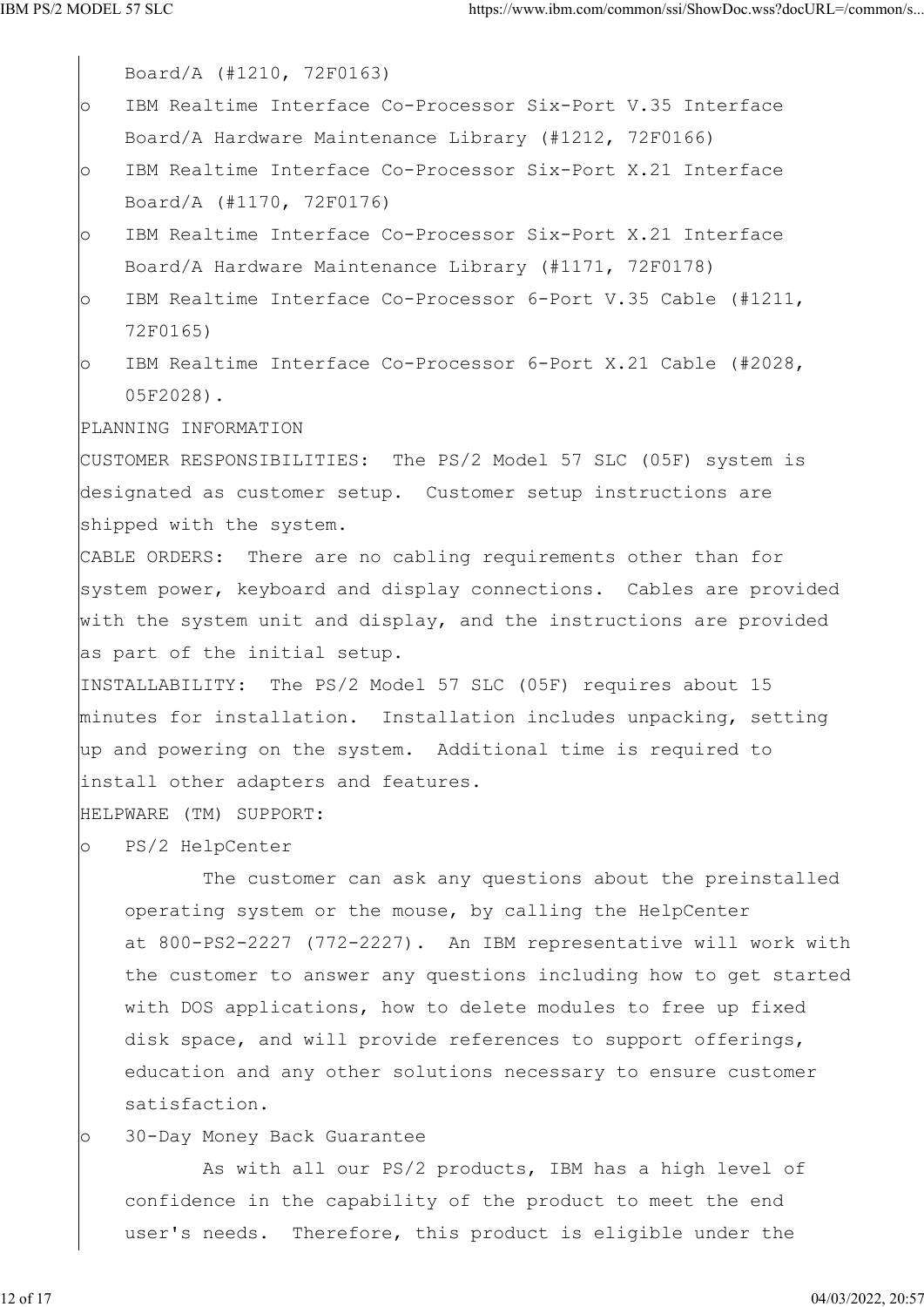Board/A (#1210, 72F0163)

- IBM Realtime Interface Co-Processor Six-Port V.35 Interface Board/A Hardware Maintenance Library (#1212, 72F0166)
- IBM Realtime Interface Co-Processor Six-Port X.21 Interface Board/A (#1170, 72F0176)
- IBM Realtime Interface Co-Processor Six-Port X.21 Interface Board/A Hardware Maintenance Library (#1171, 72F0178)
- IBM Realtime Interface Co-Processor 6-Port V.35 Cable (#1211, 72F0165)
- IBM Realtime Interface Co-Processor 6-Port X.21 Cable (#2028, 05F2028).

PLANNING INFORMATION

CUSTOMER RESPONSIBILITIES: The PS/2 Model 57 SLC (05F) system is designated as customer setup. Customer setup instructions are shipped with the system.

CABLE ORDERS: There are no cabling requirements other than for system power, keyboard and display connections. Cables are provided with the system unit and display, and the instructions are provided as part of the initial setup.

INSTALLABILITY: The PS/2 Model 57 SLC (05F) requires about 15 minutes for installation. Installation includes unpacking, setting up and powering on the system. Additional time is required to install other adapters and features.

HELPWARE (TM) SUPPORT:

- PS/2 HelpCenter

  The customer can ask any questions about the preinstalled operating system or the mouse, by calling the HelpCenter at 800-PS2-2227 (772-2227). An IBM representative will work with the customer to answer any questions including how to get started with DOS applications, how to delete modules to free up fixed disk space, and will provide references to support offerings, education and any other solutions necessary to ensure customer satisfaction.

- 30-Day Money Back Guarantee

  As with all our PS/2 products, IBM has a high level of confidence in the capability of the product to meet the end user's needs. Therefore, this product is eligible under the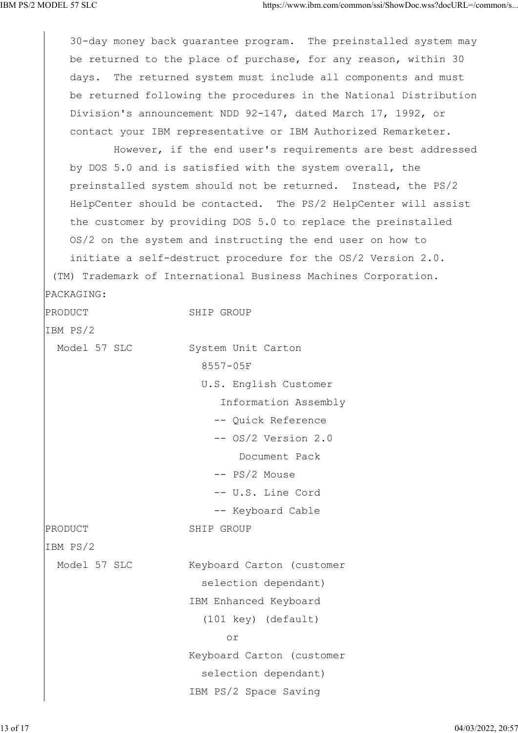30-day money back guarantee program. The preinstalled system may be returned to the place of purchase, for any reason, within 30 days. The returned system must include all components and must be returned following the procedures in the National Distribution Division's announcement NDD 92-147, dated March 17, 1992, or contact your IBM representative or IBM Authorized Remarketer.

However, if the end user's requirements are best addressed by DOS 5.0 and is satisfied with the system overall, the preinstalled system should not be returned. Instead, the PS/2 HelpCenter should be contacted. The PS/2 HelpCenter will assist the customer by providing DOS 5.0 to replace the preinstalled OS/2 on the system and instructing the end user on how to initiate a self-destruct procedure for the OS/2 Version 2.0.

(TM) Trademark of International Business Machines Corporation.

PACKAGING:

| PRODUCT | SHIP GROUP |
|---|---|
| IBM PS/2 Model 57 SLC | System Unit Carton 8557-05F<br>U.S. English Customer Information Assembly<br>-- Quick Reference<br>-- OS/2 Version 2.0 Document Pack<br>-- PS/2 Mouse<br>-- U.S. Line Cord<br>-- Keyboard Cable |

| PRODUCT | SHIP GROUP |
|---|---|
| IBM PS/2 Model 57 SLC | Keyboard Carton (customer selection dependant)<br>IBM Enhanced Keyboard (101 key) (default)<br>or<br>Keyboard Carton (customer selection dependant)<br>IBM PS/2 Space Saving |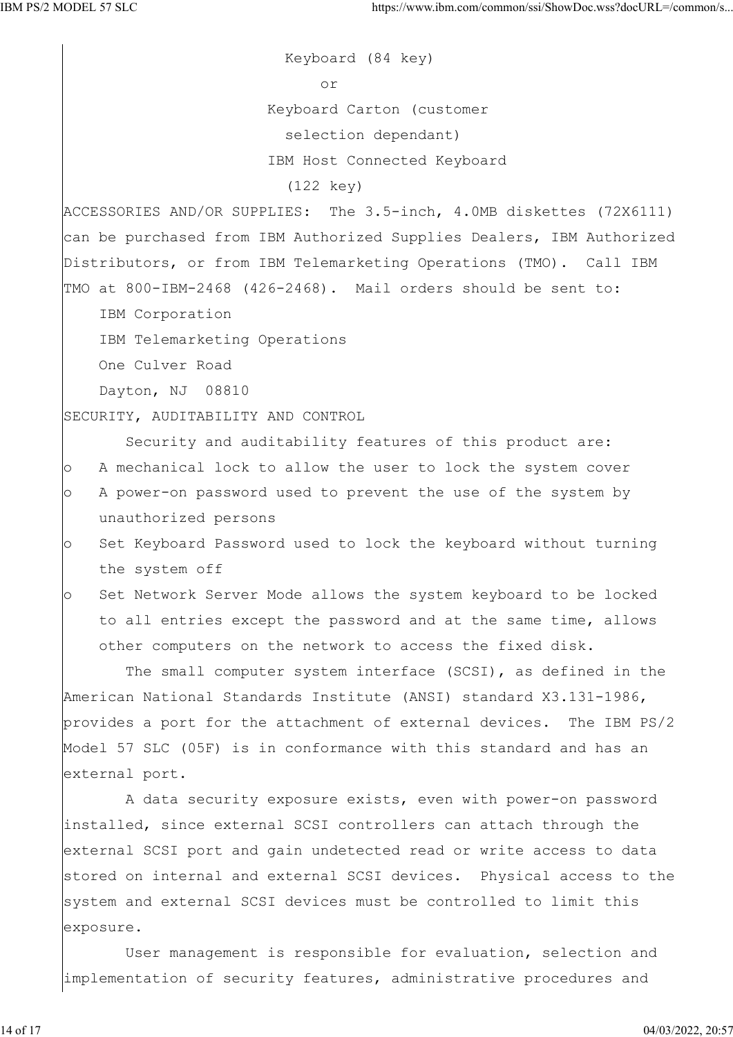Keyboard (84 key)

or

Keyboard Carton (customer selection dependant)

IBM Host Connected Keyboard (122 key)

ACCESSORIES AND/OR SUPPLIES: The 3.5-inch, 4.0MB diskettes (72X6111) can be purchased from IBM Authorized Supplies Dealers, IBM Authorized Distributors, or from IBM Telemarketing Operations (TMO). Call IBM TMO at 800-IBM-2468 (426-2468). Mail orders should be sent to:

IBM Corporation
IBM Telemarketing Operations
One Culver Road
Dayton, NJ 08810

SECURITY, AUDITABILITY AND CONTROL

Security and auditability features of this product are:

- A mechanical lock to allow the user to lock the system cover
- A power-on password used to prevent the use of the system by unauthorized persons
- Set Keyboard Password used to lock the keyboard without turning the system off
- Set Network Server Mode allows the system keyboard to be locked to all entries except the password and at the same time, allows other computers on the network to access the fixed disk.

The small computer system interface (SCSI), as defined in the American National Standards Institute (ANSI) standard X3.131-1986, provides a port for the attachment of external devices. The IBM PS/2 Model 57 SLC (05F) is in conformance with this standard and has an external port.

A data security exposure exists, even with power-on password installed, since external SCSI controllers can attach through the external SCSI port and gain undetected read or write access to data stored on internal and external SCSI devices. Physical access to the system and external SCSI devices must be controlled to limit this exposure.

User management is responsible for evaluation, selection and implementation of security features, administrative procedures and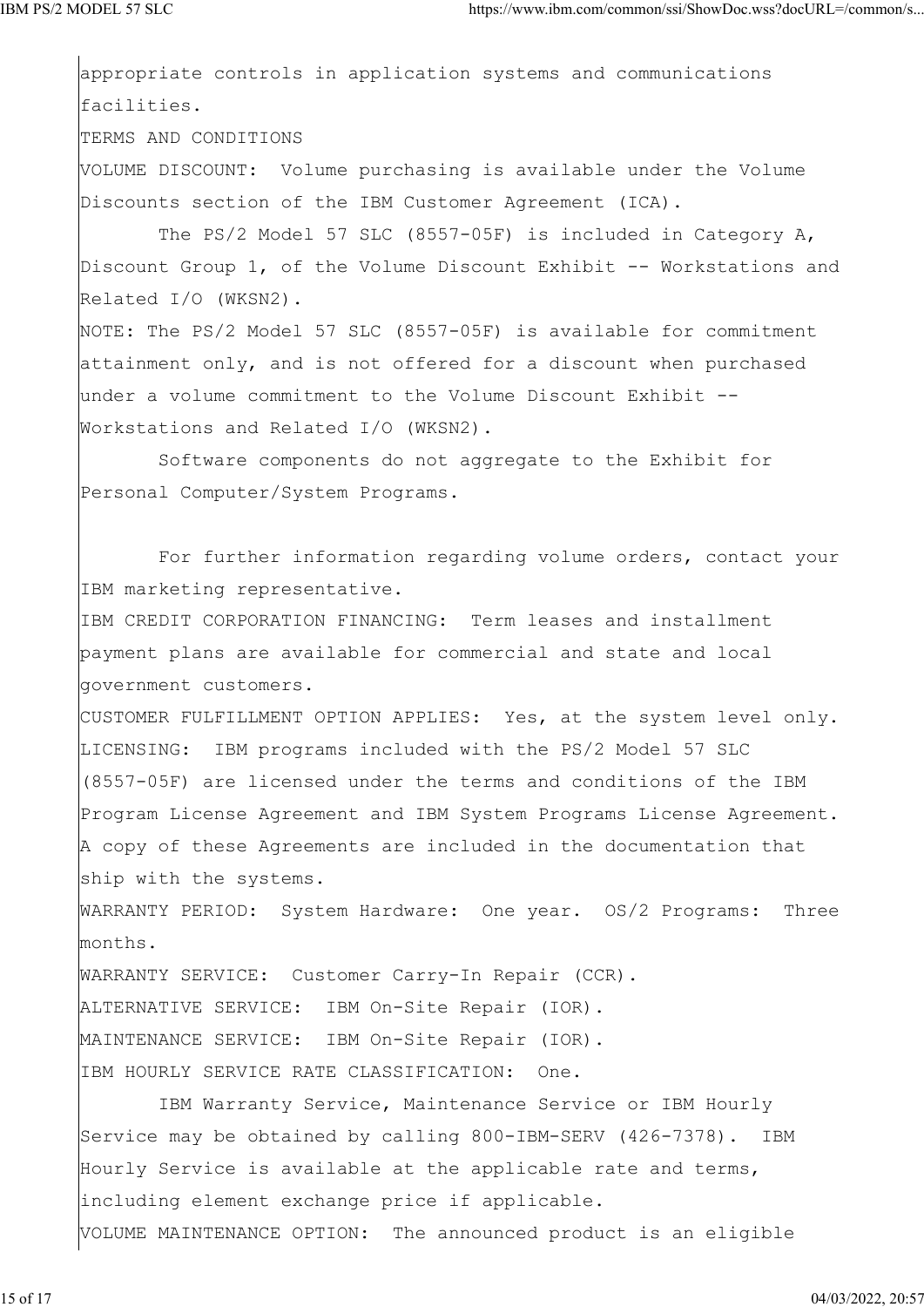appropriate controls in application systems and communications facilities.

TERMS AND CONDITIONS

VOLUME DISCOUNT: Volume purchasing is available under the Volume Discounts section of the IBM Customer Agreement (ICA).

The PS/2 Model 57 SLC (8557-05F) is included in Category A, Discount Group 1, of the Volume Discount Exhibit -- Workstations and Related I/O (WKSN2).

NOTE: The PS/2 Model 57 SLC (8557-05F) is available for commitment attainment only, and is not offered for a discount when purchased under a volume commitment to the Volume Discount Exhibit -- Workstations and Related I/O (WKSN2).

Software components do not aggregate to the Exhibit for Personal Computer/System Programs.

For further information regarding volume orders, contact your IBM marketing representative.

IBM CREDIT CORPORATION FINANCING: Term leases and installment payment plans are available for commercial and state and local government customers.

CUSTOMER FULFILLMENT OPTION APPLIES: Yes, at the system level only.

LICENSING: IBM programs included with the PS/2 Model 57 SLC (8557-05F) are licensed under the terms and conditions of the IBM Program License Agreement and IBM System Programs License Agreement. A copy of these Agreements are included in the documentation that ship with the systems.

WARRANTY PERIOD: System Hardware: One year. OS/2 Programs: Three months.

WARRANTY SERVICE: Customer Carry-In Repair (CCR).

ALTERNATIVE SERVICE: IBM On-Site Repair (IOR).

MAINTENANCE SERVICE: IBM On-Site Repair (IOR).

IBM HOURLY SERVICE RATE CLASSIFICATION: One.

IBM Warranty Service, Maintenance Service or IBM Hourly Service may be obtained by calling 800-IBM-SERV (426-7378). IBM Hourly Service is available at the applicable rate and terms, including element exchange price if applicable.

VOLUME MAINTENANCE OPTION: The announced product is an eligible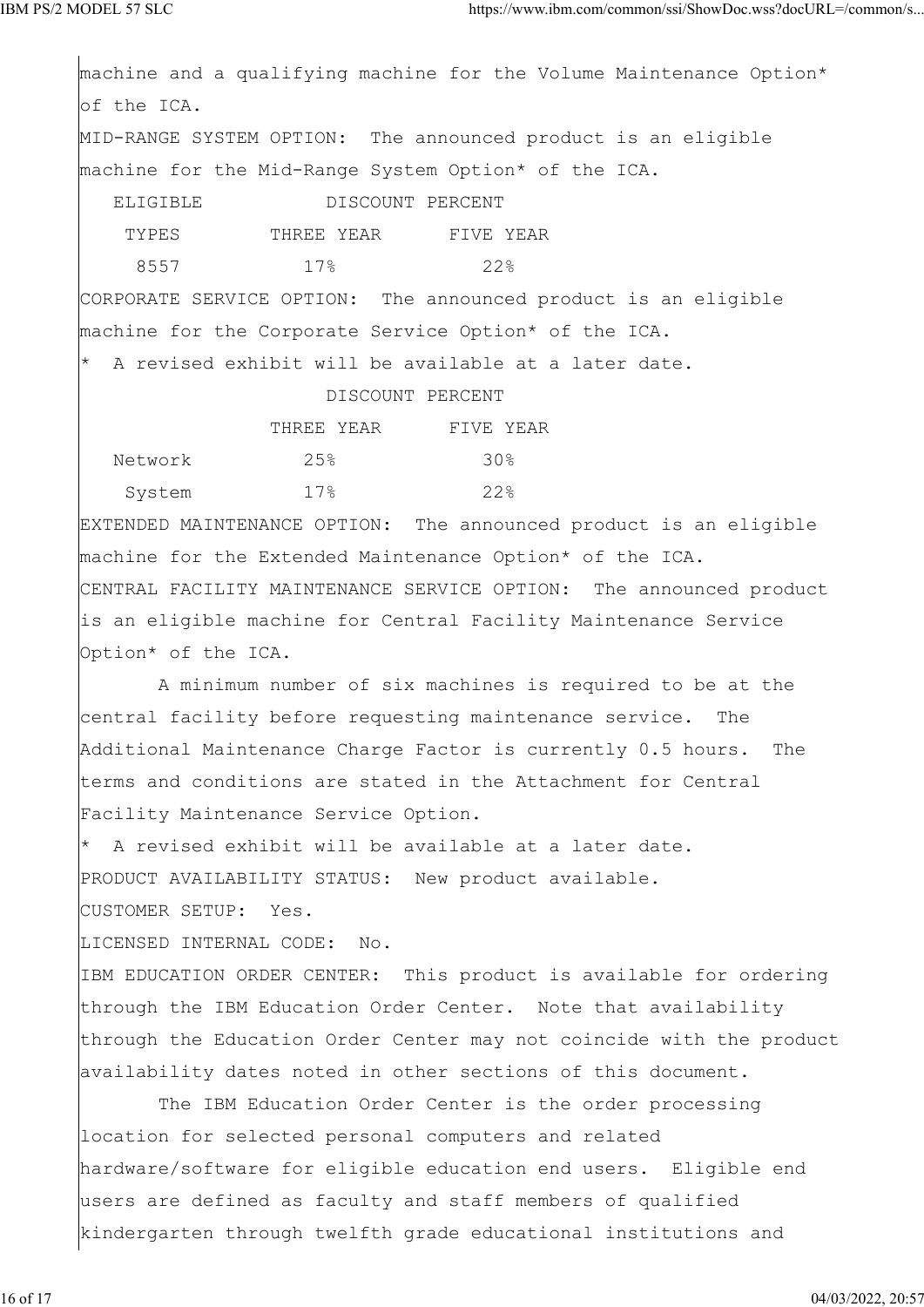machine and a qualifying machine for the Volume Maintenance Option* of the ICA.

MID-RANGE SYSTEM OPTION: The announced product is an eligible machine for the Mid-Range System Option* of the ICA.

| ELIGIBLE TYPES | DISCOUNT PERCENT THREE YEAR | FIVE YEAR |
|---|---|---|
| 8557 | 17% | 22% |

CORPORATE SERVICE OPTION: The announced product is an eligible machine for the Corporate Service Option* of the ICA.

* A revised exhibit will be available at a later date.

| | DISCOUNT PERCENT THREE YEAR | FIVE YEAR |
|---|---|---|
| Network | 25% | 30% |
| System | 17% | 22% |

EXTENDED MAINTENANCE OPTION: The announced product is an eligible machine for the Extended Maintenance Option* of the ICA.

CENTRAL FACILITY MAINTENANCE SERVICE OPTION: The announced product is an eligible machine for Central Facility Maintenance Service Option* of the ICA.

A minimum number of six machines is required to be at the central facility before requesting maintenance service. The Additional Maintenance Charge Factor is currently 0.5 hours. The terms and conditions are stated in the Attachment for Central Facility Maintenance Service Option.

* A revised exhibit will be available at a later date.

PRODUCT AVAILABILITY STATUS: New product available.

CUSTOMER SETUP: Yes.

LICENSED INTERNAL CODE: No.

IBM EDUCATION ORDER CENTER: This product is available for ordering through the IBM Education Order Center. Note that availability through the Education Order Center may not coincide with the product availability dates noted in other sections of this document.

The IBM Education Order Center is the order processing location for selected personal computers and related hardware/software for eligible education end users. Eligible end users are defined as faculty and staff members of qualified kindergarten through twelfth grade educational institutions and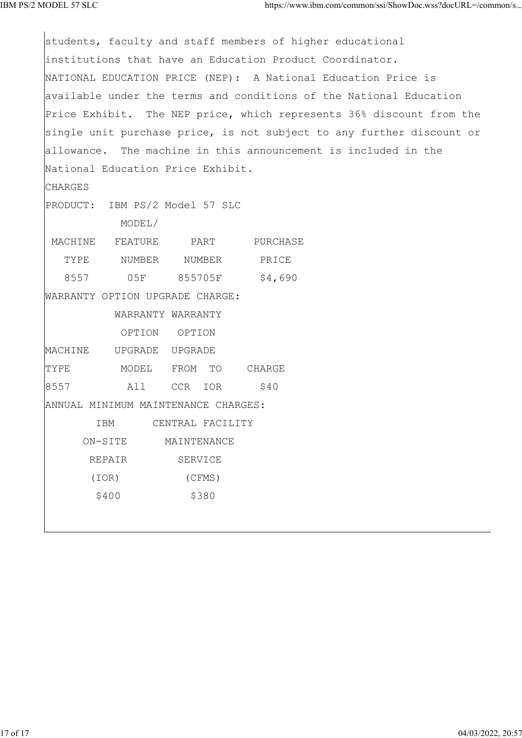students, faculty and staff members of higher educational institutions that have an Education Product Coordinator.

NATIONAL EDUCATION PRICE (NEP): A National Education Price is available under the terms and conditions of the National Education Price Exhibit. The NEP price, which represents 36% discount from the single unit purchase price, is not subject to any further discount or allowance. The machine in this announcement is included in the National Education Price Exhibit.

CHARGES

PRODUCT: IBM PS/2 Model 57 SLC

| MACHINE TYPE | MODEL/ FEATURE NUMBER | PART NUMBER | PURCHASE PRICE |
|---|---|---|---|
| 8557 | 05F | 855705F | $4,690 |

WARRANTY OPTION UPGRADE CHARGE:

| MACHINE TYPE | WARRANTY OPTION UPGRADE MODEL | WARRANTY OPTION UPGRADE FROM | TO | CHARGE |
|---|---|---|---|---|
| 8557 | All | CCR | IOR | $40 |

ANNUAL MINIMUM MAINTENANCE CHARGES:

| IBM ON-SITE REPAIR (IOR) | CENTRAL FACILITY MAINTENANCE SERVICE (CFMS) |
|---|---|
| $400 | $380 |